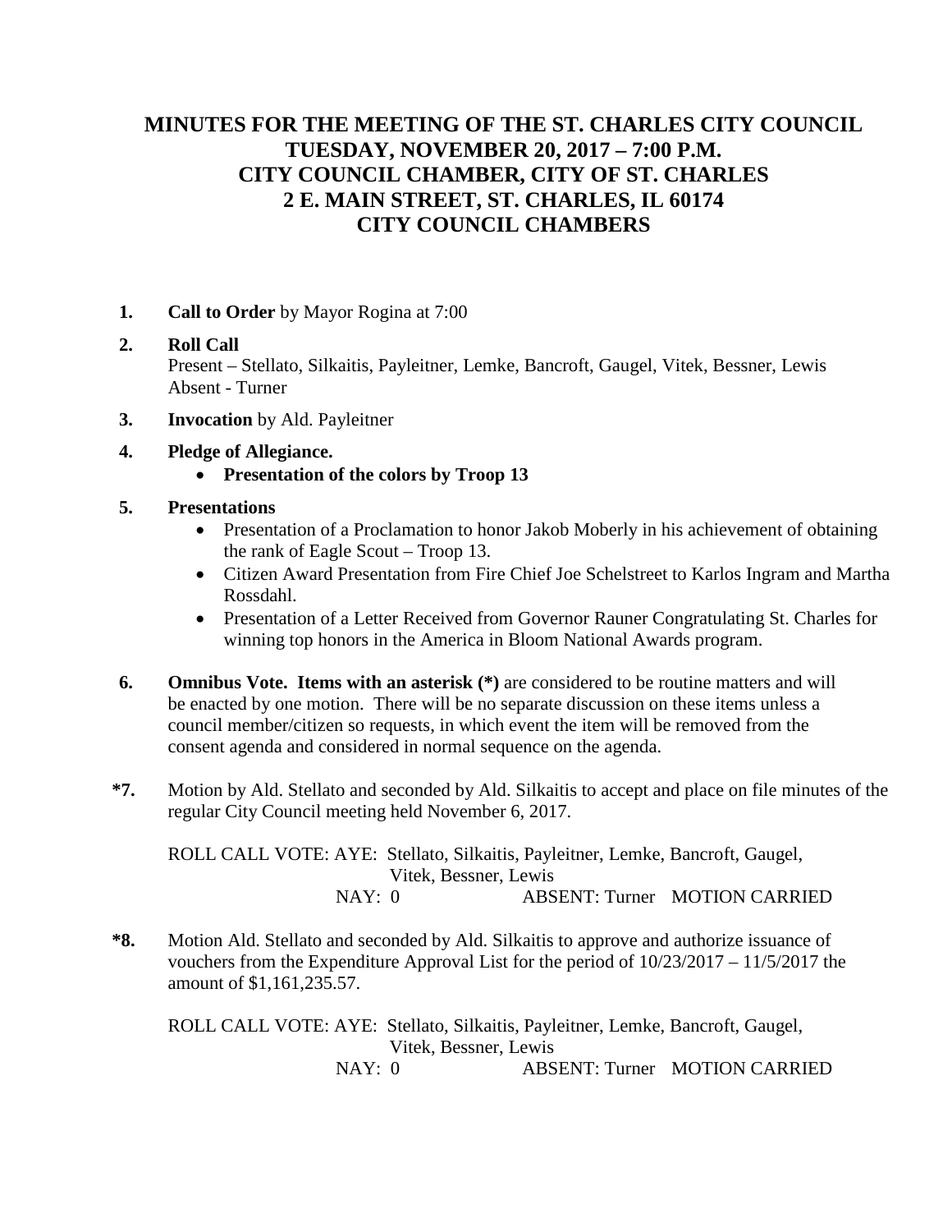# MINUTES FOR THE MEETING OF THE ST. CHARLES CITY COUNCIL
# TUESDAY, NOVEMBER 20, 2017 – 7:00 P.M.
# CITY COUNCIL CHAMBER, CITY OF ST. CHARLES
# 2 E. MAIN STREET, ST. CHARLES, IL 60174
# CITY COUNCIL CHAMBERS

**1.** **Call to Order** by Mayor Rogina at 7:00

**2.** **Roll Call**
Present – Stellato, Silkaitis, Payleitner, Lemke, Bancroft, Gaugel, Vitek, Bessner, Lewis
Absent - Turner

**3.** **Invocation** by Ald. Payleitner

**4.** **Pledge of Allegiance.**
- **Presentation of the colors by Troop 13**

**5.** **Presentations**
- Presentation of a Proclamation to honor Jakob Moberly in his achievement of obtaining the rank of Eagle Scout – Troop 13.
- Citizen Award Presentation from Fire Chief Joe Schelstreet to Karlos Ingram and Martha Rossdahl.
- Presentation of a Letter Received from Governor Rauner Congratulating St. Charles for winning top honors in the America in Bloom National Awards program.

**6.** **Omnibus Vote. Items with an asterisk (*)** are considered to be routine matters and will be enacted by one motion. There will be no separate discussion on these items unless a council member/citizen so requests, in which event the item will be removed from the consent agenda and considered in normal sequence on the agenda.

**\*7.** Motion by Ald. Stellato and seconded by Ald. Silkaitis to accept and place on file minutes of the regular City Council meeting held November 6, 2017.

ROLL CALL VOTE: AYE: Stellato, Silkaitis, Payleitner, Lemke, Bancroft, Gaugel, Vitek, Bessner, Lewis
NAY: 0 ABSENT: Turner MOTION CARRIED

**\*8.** Motion Ald. Stellato and seconded by Ald. Silkaitis to approve and authorize issuance of vouchers from the Expenditure Approval List for the period of 10/23/2017 – 11/5/2017 the amount of $1,161,235.57.

ROLL CALL VOTE: AYE: Stellato, Silkaitis, Payleitner, Lemke, Bancroft, Gaugel, Vitek, Bessner, Lewis
NAY: 0 ABSENT: Turner MOTION CARRIED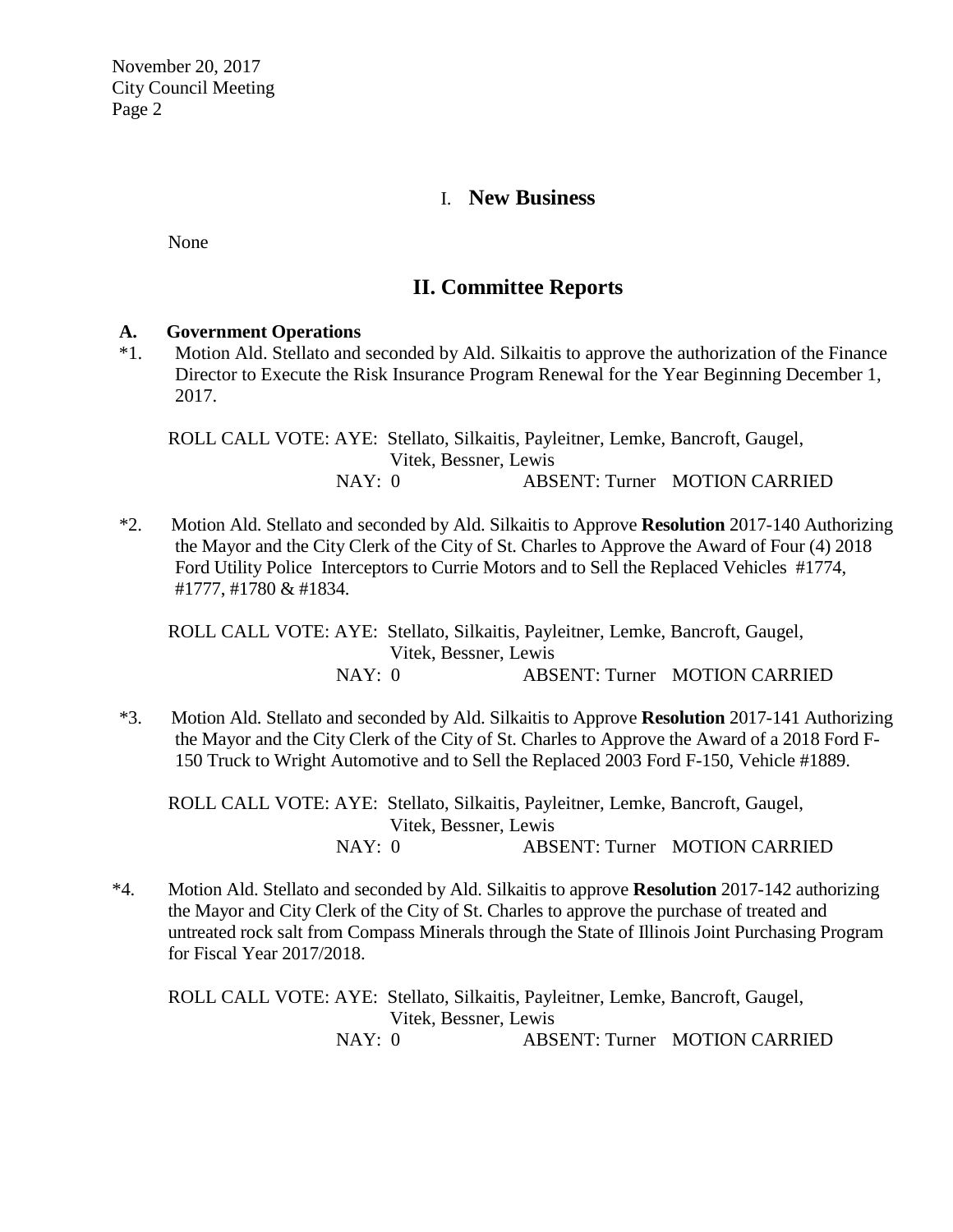## I. New Business

None

## II. Committee Reports

### A. Government Operations

*1. Motion Ald. Stellato and seconded by Ald. Silkaitis to approve the authorization of the Finance Director to Execute the Risk Insurance Program Renewal for the Year Beginning December 1, 2017.

ROLL CALL VOTE: AYE: Stellato, Silkaitis, Payleitner, Lemke, Bancroft, Gaugel, Vitek, Bessner, Lewis
NAY: 0 ABSENT: Turner MOTION CARRIED

*2. Motion Ald. Stellato and seconded by Ald. Silkaitis to Approve **Resolution** 2017-140 Authorizing the Mayor and the City Clerk of the City of St. Charles to Approve the Award of Four (4) 2018 Ford Utility Police Interceptors to Currie Motors and to Sell the Replaced Vehicles #1774, #1777, #1780 & #1834.

ROLL CALL VOTE: AYE: Stellato, Silkaitis, Payleitner, Lemke, Bancroft, Gaugel, Vitek, Bessner, Lewis
NAY: 0 ABSENT: Turner MOTION CARRIED

*3. Motion Ald. Stellato and seconded by Ald. Silkaitis to Approve **Resolution** 2017-141 Authorizing the Mayor and the City Clerk of the City of St. Charles to Approve the Award of a 2018 Ford F-150 Truck to Wright Automotive and to Sell the Replaced 2003 Ford F-150, Vehicle #1889.

ROLL CALL VOTE: AYE: Stellato, Silkaitis, Payleitner, Lemke, Bancroft, Gaugel, Vitek, Bessner, Lewis
NAY: 0 ABSENT: Turner MOTION CARRIED

*4. Motion Ald. Stellato and seconded by Ald. Silkaitis to approve **Resolution** 2017-142 authorizing the Mayor and City Clerk of the City of St. Charles to approve the purchase of treated and untreated rock salt from Compass Minerals through the State of Illinois Joint Purchasing Program for Fiscal Year 2017/2018.

ROLL CALL VOTE: AYE: Stellato, Silkaitis, Payleitner, Lemke, Bancroft, Gaugel, Vitek, Bessner, Lewis
NAY: 0 ABSENT: Turner MOTION CARRIED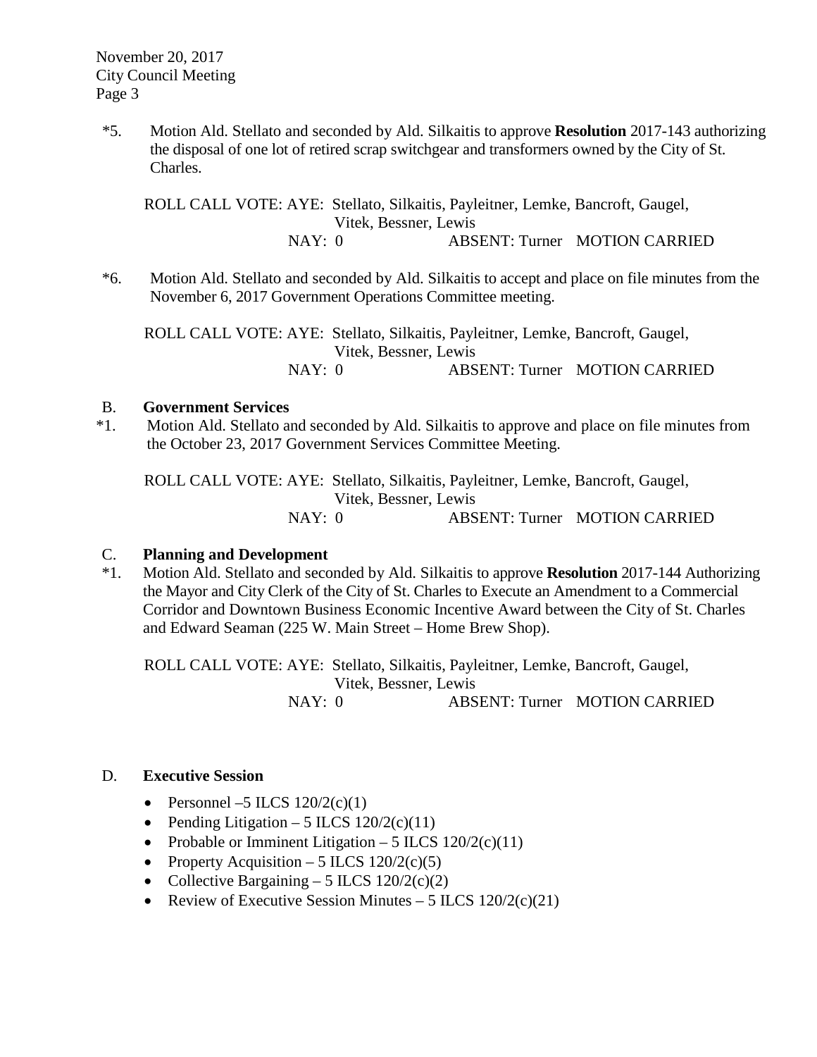*5. Motion Ald. Stellato and seconded by Ald. Silkaitis to approve **Resolution** 2017-143 authorizing the disposal of one lot of retired scrap switchgear and transformers owned by the City of St. Charles.

ROLL CALL VOTE: AYE: Stellato, Silkaitis, Payleitner, Lemke, Bancroft, Gaugel, Vitek, Bessner, Lewis
NAY: 0 ABSENT: Turner MOTION CARRIED

*6. Motion Ald. Stellato and seconded by Ald. Silkaitis to accept and place on file minutes from the November 6, 2017 Government Operations Committee meeting.

ROLL CALL VOTE: AYE: Stellato, Silkaitis, Payleitner, Lemke, Bancroft, Gaugel, Vitek, Bessner, Lewis
NAY: 0 ABSENT: Turner MOTION CARRIED

B. **Government Services**

*1. Motion Ald. Stellato and seconded by Ald. Silkaitis to approve and place on file minutes from the October 23, 2017 Government Services Committee Meeting.

ROLL CALL VOTE: AYE: Stellato, Silkaitis, Payleitner, Lemke, Bancroft, Gaugel, Vitek, Bessner, Lewis
NAY: 0 ABSENT: Turner MOTION CARRIED

C. **Planning and Development**

*1. Motion Ald. Stellato and seconded by Ald. Silkaitis to approve **Resolution** 2017-144 Authorizing the Mayor and City Clerk of the City of St. Charles to Execute an Amendment to a Commercial Corridor and Downtown Business Economic Incentive Award between the City of St. Charles and Edward Seaman (225 W. Main Street – Home Brew Shop).

ROLL CALL VOTE: AYE: Stellato, Silkaitis, Payleitner, Lemke, Bancroft, Gaugel, Vitek, Bessner, Lewis
NAY: 0 ABSENT: Turner MOTION CARRIED

D. **Executive Session**

- Personnel –5 ILCS 120/2(c)(1)
- Pending Litigation – 5 ILCS 120/2(c)(11)
- Probable or Imminent Litigation – 5 ILCS 120/2(c)(11)
- Property Acquisition – 5 ILCS 120/2(c)(5)
- Collective Bargaining – 5 ILCS 120/2(c)(2)
- Review of Executive Session Minutes – 5 ILCS 120/2(c)(21)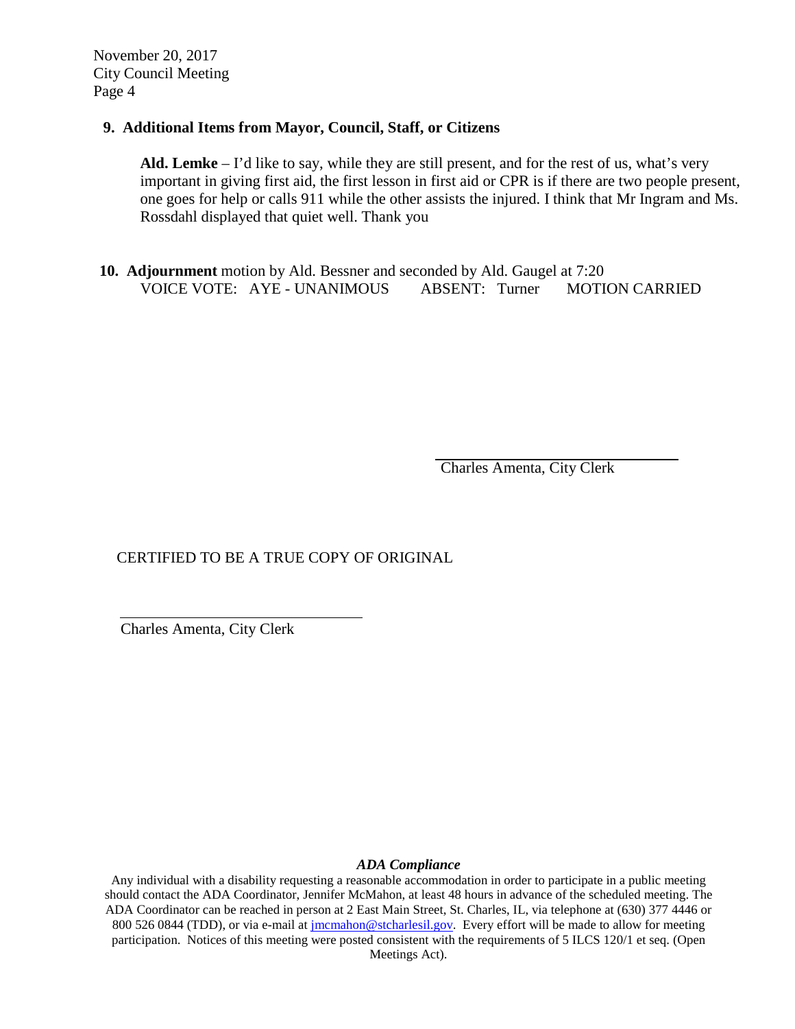**9. Additional Items from Mayor, Council, Staff, or Citizens**

**Ald. Lemke** – I'd like to say, while they are still present, and for the rest of us, what's very important in giving first aid, the first lesson in first aid or CPR is if there are two people present, one goes for help or calls 911 while the other assists the injured. I think that Mr Ingram and Ms. Rossdahl displayed that quiet well. Thank you

**10. Adjournment** motion by Ald. Bessner and seconded by Ald. Gaugel at 7:20
VOICE VOTE: AYE - UNANIMOUS ABSENT: Turner MOTION CARRIED

Charles Amenta, City Clerk

CERTIFIED TO BE A TRUE COPY OF ORIGINAL

Charles Amenta, City Clerk

***ADA Compliance***

Any individual with a disability requesting a reasonable accommodation in order to participate in a public meeting should contact the ADA Coordinator, Jennifer McMahon, at least 48 hours in advance of the scheduled meeting. The ADA Coordinator can be reached in person at 2 East Main Street, St. Charles, IL, via telephone at (630) 377 4446 or 800 526 0844 (TDD), or via e-mail at jmcmahon@stcharlesil.gov. Every effort will be made to allow for meeting participation. Notices of this meeting were posted consistent with the requirements of 5 ILCS 120/1 et seq. (Open Meetings Act).